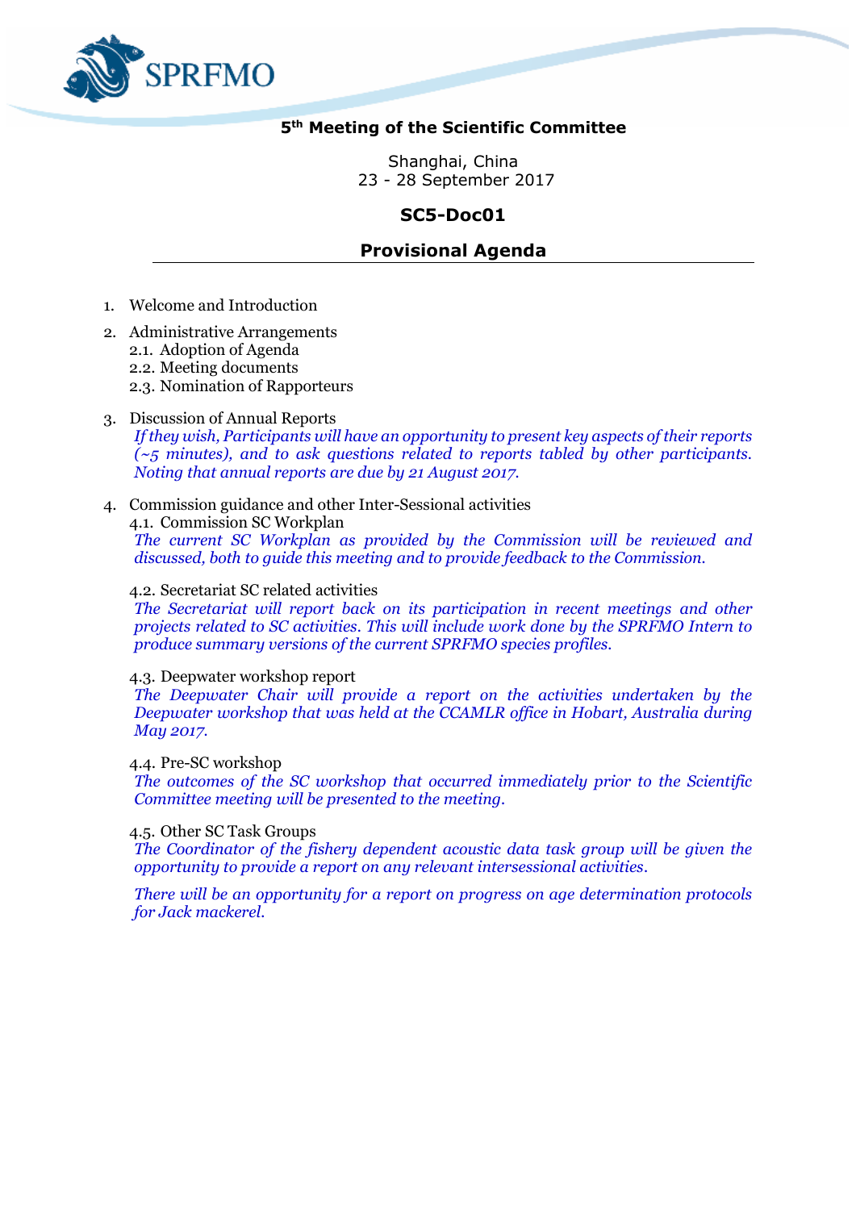SPRFMO

## 5th Meeting of the Scientific Committee

Shanghai, China
23 - 28 September 2017

## SC5-Doc01

## Provisional Agenda

1. Welcome and Introduction

2. Administrative Arrangements
   2.1. Adoption of Agenda
   2.2. Meeting documents
   2.3. Nomination of Rapporteurs

3. Discussion of Annual Reports
   *If they wish, Participants will have an opportunity to present key aspects of their reports (~5 minutes), and to ask questions related to reports tabled by other participants. Noting that annual reports are due by 21 August 2017.*

4. Commission guidance and other Inter-Sessional activities
   4.1. Commission SC Workplan
   *The current SC Workplan as provided by the Commission will be reviewed and discussed, both to guide this meeting and to provide feedback to the Commission.*

   4.2. Secretariat SC related activities
   *The Secretariat will report back on its participation in recent meetings and other projects related to SC activities. This will include work done by the SPRFMO Intern to produce summary versions of the current SPRFMO species profiles.*

   4.3. Deepwater workshop report
   *The Deepwater Chair will provide a report on the activities undertaken by the Deepwater workshop that was held at the CCAMLR office in Hobart, Australia during May 2017.*

   4.4. Pre-SC workshop
   *The outcomes of the SC workshop that occurred immediately prior to the Scientific Committee meeting will be presented to the meeting.*

   4.5. Other SC Task Groups
   *The Coordinator of the fishery dependent acoustic data task group will be given the opportunity to provide a report on any relevant intersessional activities.*

   *There will be an opportunity for a report on progress on age determination protocols for Jack mackerel.*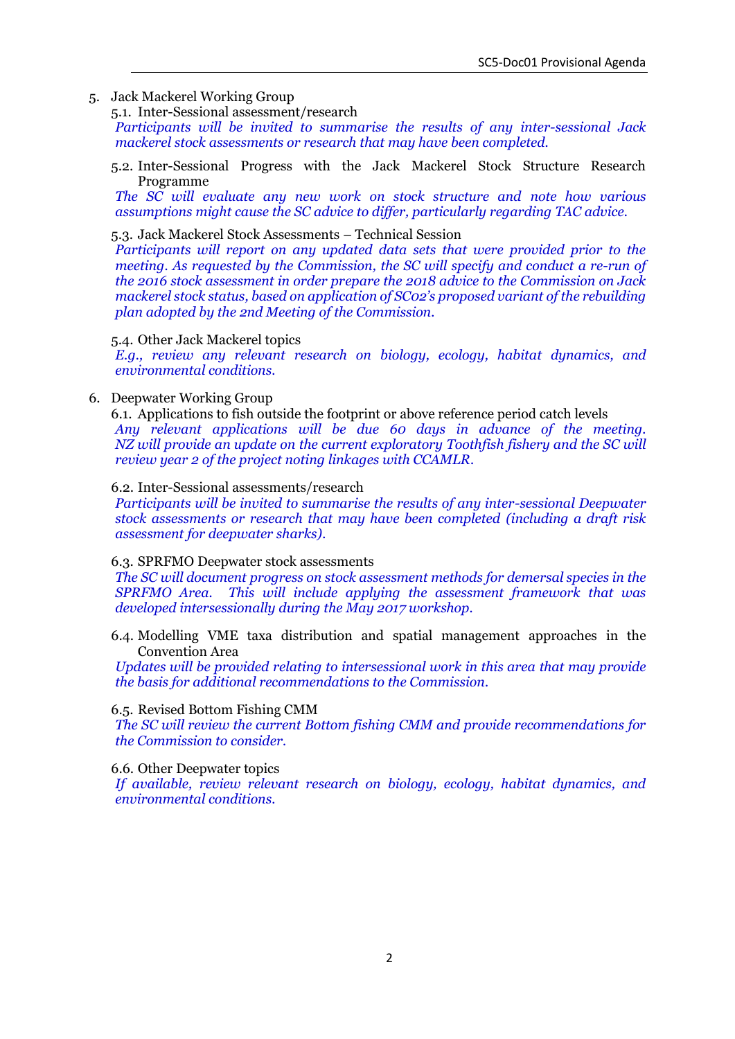5. Jack Mackerel Working Group

   5.1. Inter-Sessional assessment/research

   *Participants will be invited to summarise the results of any inter-sessional Jack mackerel stock assessments or research that may have been completed.*

   5.2. Inter-Sessional Progress with the Jack Mackerel Stock Structure Research Programme

   *The SC will evaluate any new work on stock structure and note how various assumptions might cause the SC advice to differ, particularly regarding TAC advice.*

   5.3. Jack Mackerel Stock Assessments – Technical Session

   *Participants will report on any updated data sets that were provided prior to the meeting. As requested by the Commission, the SC will specify and conduct a re-run of the 2016 stock assessment in order prepare the 2018 advice to the Commission on Jack mackerel stock status, based on application of SC02's proposed variant of the rebuilding plan adopted by the 2nd Meeting of the Commission.*

   5.4. Other Jack Mackerel topics

   *E.g., review any relevant research on biology, ecology, habitat dynamics, and environmental conditions.*

6. Deepwater Working Group

   6.1. Applications to fish outside the footprint or above reference period catch levels

   *Any relevant applications will be due 60 days in advance of the meeting. NZ will provide an update on the current exploratory Toothfish fishery and the SC will review year 2 of the project noting linkages with CCAMLR.*

   6.2. Inter-Sessional assessments/research

   *Participants will be invited to summarise the results of any inter-sessional Deepwater stock assessments or research that may have been completed (including a draft risk assessment for deepwater sharks).*

   6.3. SPRFMO Deepwater stock assessments

   *The SC will document progress on stock assessment methods for demersal species in the SPRFMO Area. This will include applying the assessment framework that was developed intersessionally during the May 2017 workshop.*

   6.4. Modelling VME taxa distribution and spatial management approaches in the Convention Area

   *Updates will be provided relating to intersessional work in this area that may provide the basis for additional recommendations to the Commission.*

   6.5. Revised Bottom Fishing CMM

   *The SC will review the current Bottom fishing CMM and provide recommendations for the Commission to consider.*

   6.6. Other Deepwater topics

   *If available, review relevant research on biology, ecology, habitat dynamics, and environmental conditions.*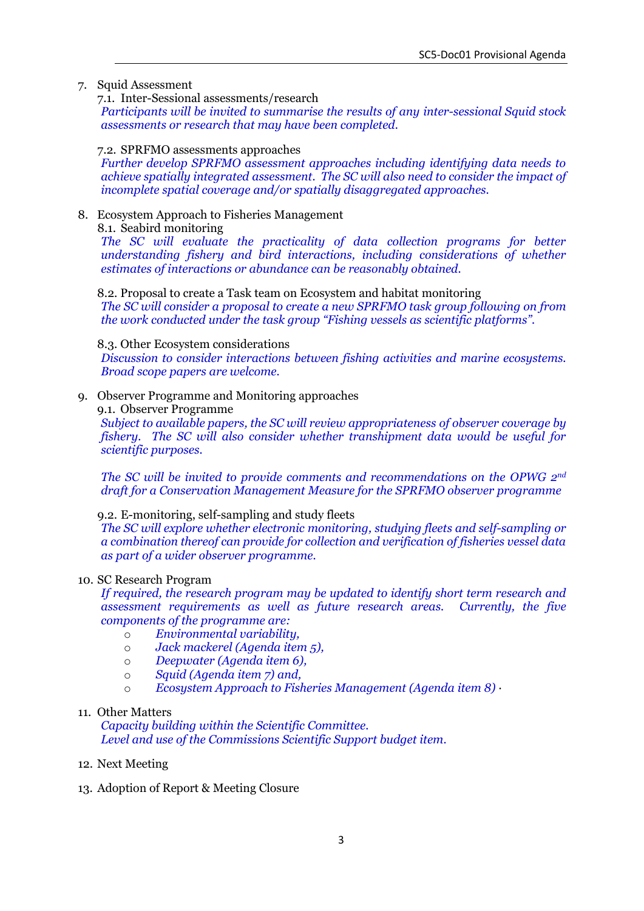7. Squid Assessment
   7.1. Inter-Sessional assessments/research
   *Participants will be invited to summarise the results of any inter-sessional Squid stock assessments or research that may have been completed.*

   7.2. SPRFMO assessments approaches
   *Further develop SPRFMO assessment approaches including identifying data needs to achieve spatially integrated assessment. The SC will also need to consider the impact of incomplete spatial coverage and/or spatially disaggregated approaches.*

8. Ecosystem Approach to Fisheries Management
   8.1. Seabird monitoring
   *The SC will evaluate the practicality of data collection programs for better understanding fishery and bird interactions, including considerations of whether estimates of interactions or abundance can be reasonably obtained.*

   8.2. Proposal to create a Task team on Ecosystem and habitat monitoring
   *The SC will consider a proposal to create a new SPRFMO task group following on from the work conducted under the task group "Fishing vessels as scientific platforms".*

   8.3. Other Ecosystem considerations
   *Discussion to consider interactions between fishing activities and marine ecosystems. Broad scope papers are welcome.*

9. Observer Programme and Monitoring approaches
   9.1. Observer Programme
   *Subject to available papers, the SC will review appropriateness of observer coverage by fishery. The SC will also consider whether transhipment data would be useful for scientific purposes.*

   *The SC will be invited to provide comments and recommendations on the OPWG 2nd draft for a Conservation Management Measure for the SPRFMO observer programme*

   9.2. E-monitoring, self-sampling and study fleets
   *The SC will explore whether electronic monitoring, studying fleets and self-sampling or a combination thereof can provide for collection and verification of fisheries vessel data as part of a wider observer programme.*

10. SC Research Program
    *If required, the research program may be updated to identify short term research and assessment requirements as well as future research areas. Currently, the five components of the programme are:*
    - *Environmental variability,*
    - *Jack mackerel (Agenda item 5),*
    - *Deepwater (Agenda item 6),*
    - *Squid (Agenda item 7) and,*
    - *Ecosystem Approach to Fisheries Management (Agenda item 8) ·*

11. Other Matters
    *Capacity building within the Scientific Committee.*
    *Level and use of the Commissions Scientific Support budget item.*

12. Next Meeting

13. Adoption of Report & Meeting Closure